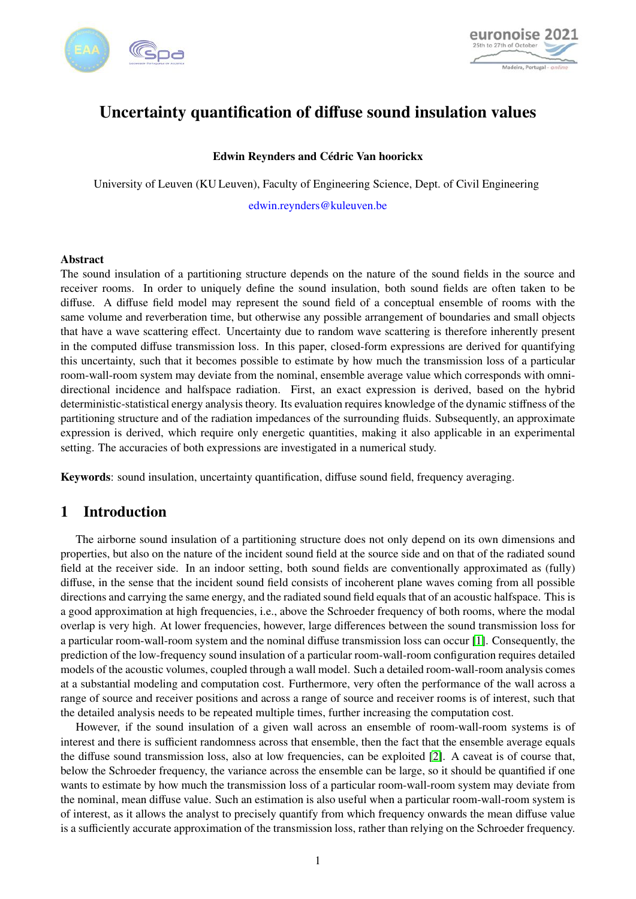# Uncertainty quantification of diffuse sound insulation values

**Edwin Reynders and Cédric Van hoorickx**

University of Leuven (KU Leuven), Faculty of Engineering Science, Dept. of Civil Engineering

edwin.reynders@kuleuven.be

### Abstract

The sound insulation of a partitioning structure depends on the nature of the sound fields in the source and receiver rooms. In order to uniquely define the sound insulation, both sound fields are often taken to be diffuse. A diffuse field model may represent the sound field of a conceptual ensemble of rooms with the same volume and reverberation time, but otherwise any possible arrangement of boundaries and small objects that have a wave scattering effect. Uncertainty due to random wave scattering is therefore inherently present in the computed diffuse transmission loss. In this paper, closed-form expressions are derived for quantifying this uncertainty, such that it becomes possible to estimate by how much the transmission loss of a particular room-wall-room system may deviate from the nominal, ensemble average value which corresponds with omni-directional incidence and halfspace radiation. First, an exact expression is derived, based on the hybrid deterministic-statistical energy analysis theory. Its evaluation requires knowledge of the dynamic stiffness of the partitioning structure and of the radiation impedances of the surrounding fluids. Subsequently, an approximate expression is derived, which require only energetic quantities, making it also applicable in an experimental setting. The accuracies of both expressions are investigated in a numerical study.

**Keywords**: sound insulation, uncertainty quantification, diffuse sound field, frequency averaging.

## 1 Introduction

The airborne sound insulation of a partitioning structure does not only depend on its own dimensions and properties, but also on the nature of the incident sound field at the source side and on that of the radiated sound field at the receiver side. In an indoor setting, both sound fields are conventionally approximated as (fully) diffuse, in the sense that the incident sound field consists of incoherent plane waves coming from all possible directions and carrying the same energy, and the radiated sound field equals that of an acoustic halfspace. This is a good approximation at high frequencies, i.e., above the Schroeder frequency of both rooms, where the modal overlap is very high. At lower frequencies, however, large differences between the sound transmission loss for a particular room-wall-room system and the nominal diffuse transmission loss can occur [1]. Consequently, the prediction of the low-frequency sound insulation of a particular room-wall-room configuration requires detailed models of the acoustic volumes, coupled through a wall model. Such a detailed room-wall-room analysis comes at a substantial modeling and computation cost. Furthermore, very often the performance of the wall across a range of source and receiver positions and across a range of source and receiver rooms is of interest, such that the detailed analysis needs to be repeated multiple times, further increasing the computation cost.

However, if the sound insulation of a given wall across an ensemble of room-wall-room systems is of interest and there is sufficient randomness across that ensemble, then the fact that the ensemble average equals the diffuse sound transmission loss, also at low frequencies, can be exploited [2]. A caveat is of course that, below the Schroeder frequency, the variance across the ensemble can be large, so it should be quantified if one wants to estimate by how much the transmission loss of a particular room-wall-room system may deviate from the nominal, mean diffuse value. Such an estimation is also useful when a particular room-wall-room system is of interest, as it allows the analyst to precisely quantify from which frequency onwards the mean diffuse value is a sufficiently accurate approximation of the transmission loss, rather than relying on the Schroeder frequency.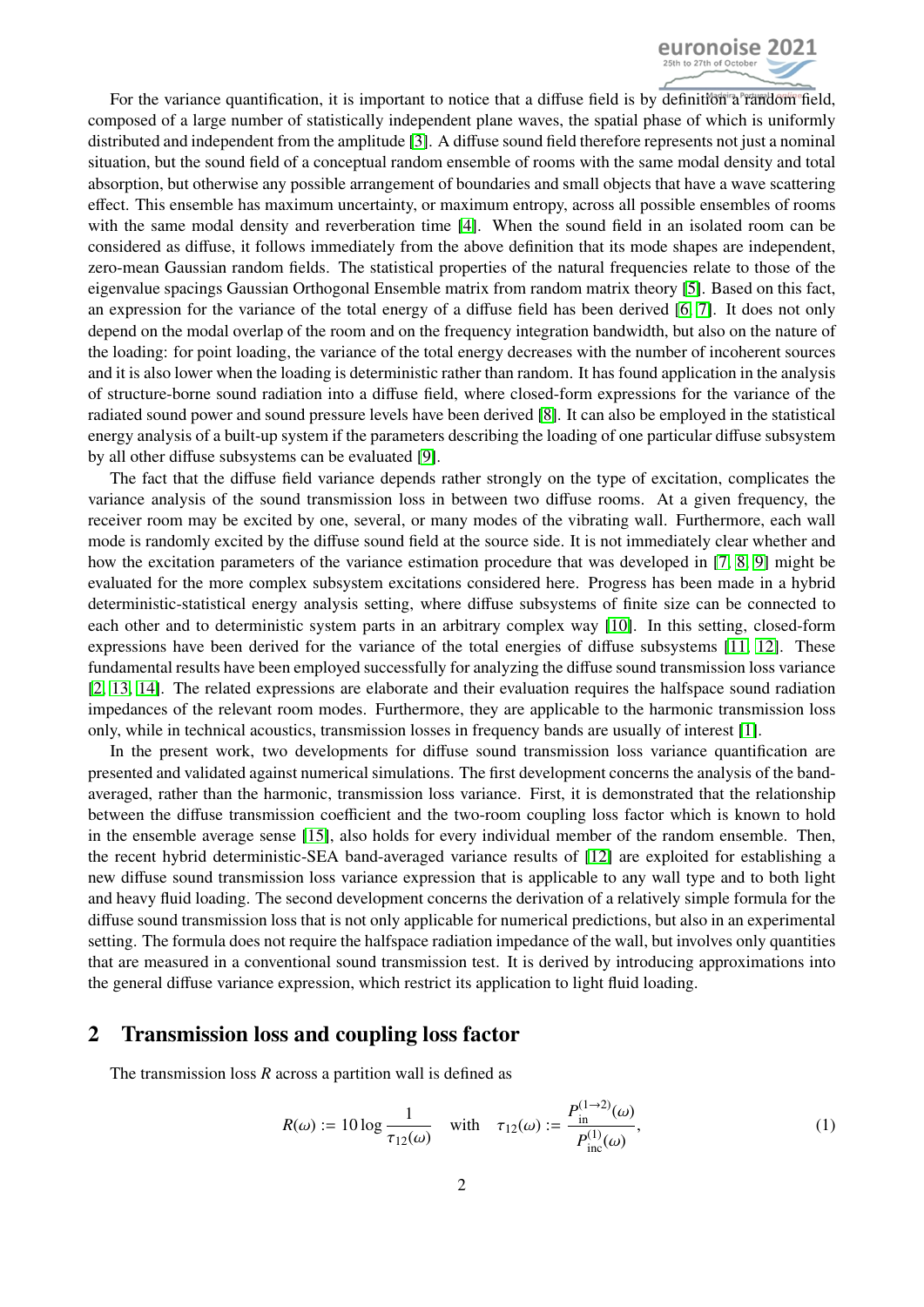For the variance quantification, it is important to notice that a diffuse field is by definition a random field, composed of a large number of statistically independent plane waves, the spatial phase of which is uniformly distributed and independent from the amplitude [3]. A diffuse sound field therefore represents not just a nominal situation, but the sound field of a conceptual random ensemble of rooms with the same modal density and total absorption, but otherwise any possible arrangement of boundaries and small objects that have a wave scattering effect. This ensemble has maximum uncertainty, or maximum entropy, across all possible ensembles of rooms with the same modal density and reverberation time [4]. When the sound field in an isolated room can be considered as diffuse, it follows immediately from the above definition that its mode shapes are independent, zero-mean Gaussian random fields. The statistical properties of the natural frequencies relate to those of the eigenvalue spacings Gaussian Orthogonal Ensemble matrix from random matrix theory [5]. Based on this fact, an expression for the variance of the total energy of a diffuse field has been derived [6, 7]. It does not only depend on the modal overlap of the room and on the frequency integration bandwidth, but also on the nature of the loading: for point loading, the variance of the total energy decreases with the number of incoherent sources and it is also lower when the loading is deterministic rather than random. It has found application in the analysis of structure-borne sound radiation into a diffuse field, where closed-form expressions for the variance of the radiated sound power and sound pressure levels have been derived [8]. It can also be employed in the statistical energy analysis of a built-up system if the parameters describing the loading of one particular diffuse subsystem by all other diffuse subsystems can be evaluated [9].

The fact that the diffuse field variance depends rather strongly on the type of excitation, complicates the variance analysis of the sound transmission loss in between two diffuse rooms. At a given frequency, the receiver room may be excited by one, several, or many modes of the vibrating wall. Furthermore, each wall mode is randomly excited by the diffuse sound field at the source side. It is not immediately clear whether and how the excitation parameters of the variance estimation procedure that was developed in [7, 8, 9] might be evaluated for the more complex subsystem excitations considered here. Progress has been made in a hybrid deterministic-statistical energy analysis setting, where diffuse subsystems of finite size can be connected to each other and to deterministic system parts in an arbitrary complex way [10]. In this setting, closed-form expressions have been derived for the variance of the total energies of diffuse subsystems [11, 12]. These fundamental results have been employed successfully for analyzing the diffuse sound transmission loss variance [2, 13, 14]. The related expressions are elaborate and their evaluation requires the halfspace sound radiation impedances of the relevant room modes. Furthermore, they are applicable to the harmonic transmission loss only, while in technical acoustics, transmission losses in frequency bands are usually of interest [1].

In the present work, two developments for diffuse sound transmission loss variance quantification are presented and validated against numerical simulations. The first development concerns the analysis of the band-averaged, rather than the harmonic, transmission loss variance. First, it is demonstrated that the relationship between the diffuse transmission coefficient and the two-room coupling loss factor which is known to hold in the ensemble average sense [15], also holds for every individual member of the random ensemble. Then, the recent hybrid deterministic-SEA band-averaged variance results of [12] are exploited for establishing a new diffuse sound transmission loss variance expression that is applicable to any wall type and to both light and heavy fluid loading. The second development concerns the derivation of a relatively simple formula for the diffuse sound transmission loss that is not only applicable for numerical predictions, but also in an experimental setting. The formula does not require the halfspace radiation impedance of the wall, but involves only quantities that are measured in a conventional sound transmission test. It is derived by introducing approximations into the general diffuse variance expression, which restrict its application to light fluid loading.

## 2 Transmission loss and coupling loss factor

The transmission loss $R$ across a partition wall is defined as

$$R(\omega) := 10 \log \frac{1}{\tau_{12}(\omega)} \quad \text{with} \quad \tau_{12}(\omega) := \frac{P_{\text{in}}^{(1\to2)}(\omega)}{P_{\text{inc}}^{(1)}(\omega)}, \tag{1}$$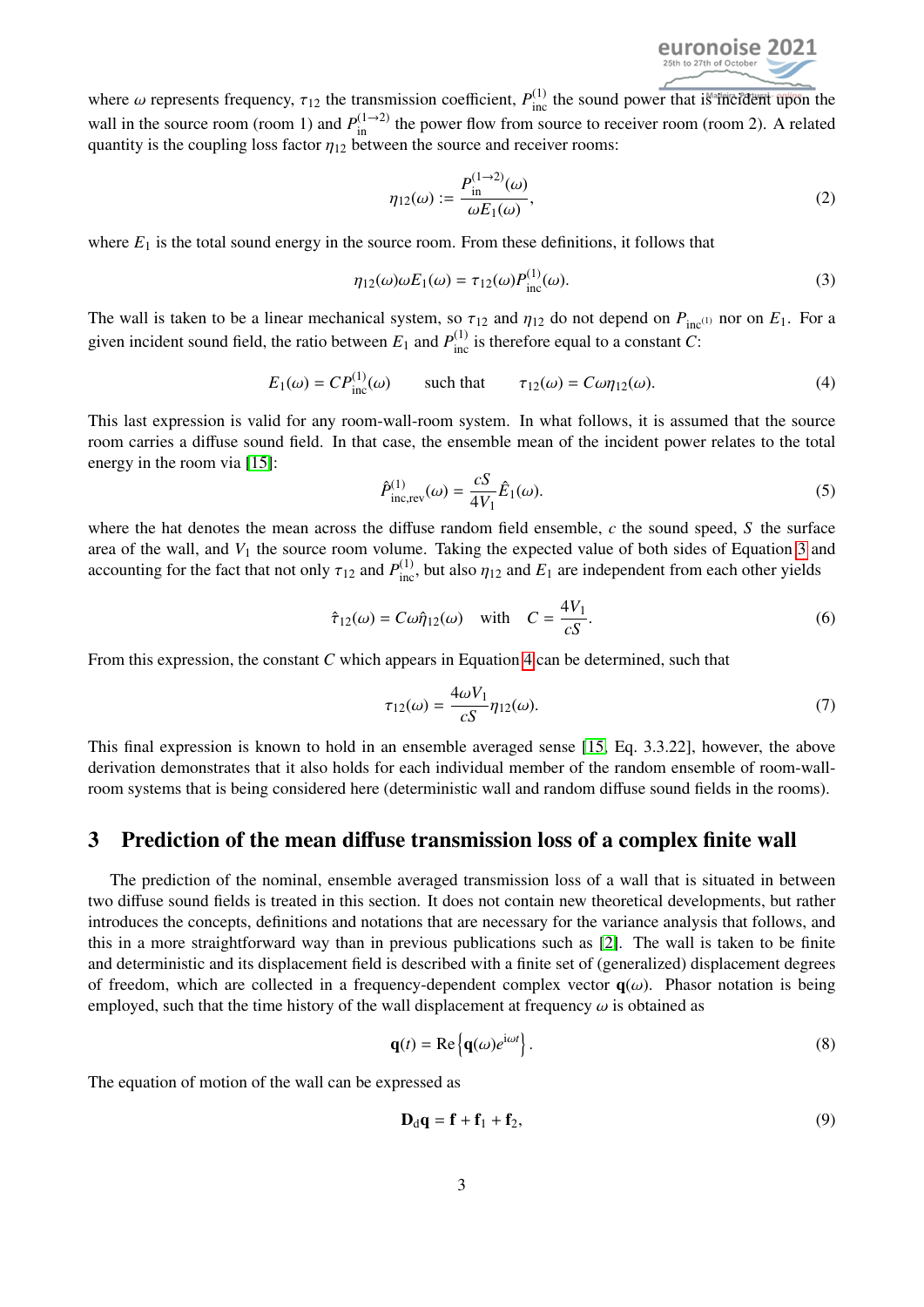where $\omega$ represents frequency, $\tau_{12}$ the transmission coefficient, $P^{(1)}_{\text{inc}}$ the sound power that is incident upon the wall in the source room (room 1) and $P^{(1\to 2)}_{\text{in}}$ the power flow from source to receiver room (room 2). A related quantity is the coupling loss factor $\eta_{12}$ between the source and receiver rooms:

$$\eta_{12}(\omega) := \frac{P^{(1\to 2)}_{\text{in}}(\omega)}{\omega E_1(\omega)}, \tag{2}$$

where $E_1$ is the total sound energy in the source room. From these definitions, it follows that

$$\eta_{12}(\omega)\omega E_1(\omega) = \tau_{12}(\omega) P^{(1)}_{\text{inc}}(\omega). \tag{3}$$

The wall is taken to be a linear mechanical system, so $\tau_{12}$ and $\eta_{12}$ do not depend on $P_{\text{inc}^{(1)}}$ nor on $E_1$. For a given incident sound field, the ratio between $E_1$ and $P^{(1)}_{\text{inc}}$ is therefore equal to a constant $C$:

$$E_1(\omega) = C P^{(1)}_{\text{inc}}(\omega) \qquad \text{such that} \qquad \tau_{12}(\omega) = C\omega\eta_{12}(\omega). \tag{4}$$

This last expression is valid for any room-wall-room system. In what follows, it is assumed that the source room carries a diffuse sound field. In that case, the ensemble mean of the incident power relates to the total energy in the room via [15]:

$$\hat{P}^{(1)}_{\text{inc,rev}}(\omega) = \frac{cS}{4V_1}\hat{E}_1(\omega). \tag{5}$$

where the hat denotes the mean across the diffuse random field ensemble, $c$ the sound speed, $S$ the surface area of the wall, and $V_1$ the source room volume. Taking the expected value of both sides of Equation 3 and accounting for the fact that not only $\tau_{12}$ and $P^{(1)}_{\text{inc}}$, but also $\eta_{12}$ and $E_1$ are independent from each other yields

$$\hat{\tau}_{12}(\omega) = C\omega\hat{\eta}_{12}(\omega) \quad \text{with} \quad C = \frac{4V_1}{cS}. \tag{6}$$

From this expression, the constant $C$ which appears in Equation 4 can be determined, such that

$$\tau_{12}(\omega) = \frac{4\omega V_1}{cS}\eta_{12}(\omega). \tag{7}$$

This final expression is known to hold in an ensemble averaged sense [15, Eq. 3.3.22], however, the above derivation demonstrates that it also holds for each individual member of the random ensemble of room-wall-room systems that is being considered here (deterministic wall and random diffuse sound fields in the rooms).

## 3 Prediction of the mean diffuse transmission loss of a complex finite wall

The prediction of the nominal, ensemble averaged transmission loss of a wall that is situated in between two diffuse sound fields is treated in this section. It does not contain new theoretical developments, but rather introduces the concepts, definitions and notations that are necessary for the variance analysis that follows, and this in a more straightforward way than in previous publications such as [2]. The wall is taken to be finite and deterministic and its displacement field is described with a finite set of (generalized) displacement degrees of freedom, which are collected in a frequency-dependent complex vector $\mathbf{q}(\omega)$. Phasor notation is being employed, such that the time history of the wall displacement at frequency $\omega$ is obtained as

$$\mathbf{q}(t) = \text{Re}\left\{\mathbf{q}(\omega)e^{\text{i}\omega t}\right\}. \tag{8}$$

The equation of motion of the wall can be expressed as

$$\mathbf{D}_{\text{d}}\mathbf{q} = \mathbf{f} + \mathbf{f}_1 + \mathbf{f}_2, \tag{9}$$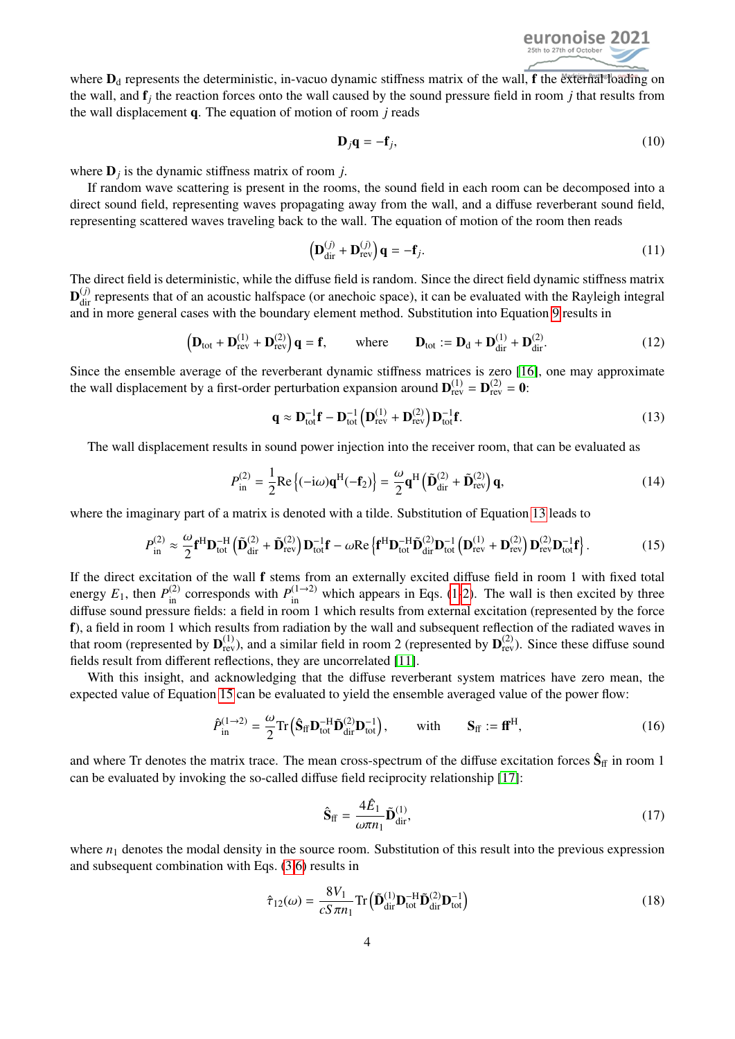where $\mathbf{D}_\mathrm{d}$ represents the deterministic, in-vacuo dynamic stiffness matrix of the wall, $\mathbf{f}$ the external loading on the wall, and $\mathbf{f}_j$ the reaction forces onto the wall caused by the sound pressure field in room $j$ that results from the wall displacement $\mathbf{q}$. The equation of motion of room $j$ reads

$$\mathbf{D}_j \mathbf{q} = -\mathbf{f}_j, \tag{10}$$

where $\mathbf{D}_j$ is the dynamic stiffness matrix of room $j$.

If random wave scattering is present in the rooms, the sound field in each room can be decomposed into a direct sound field, representing waves propagating away from the wall, and a diffuse reverberant sound field, representing scattered waves traveling back to the wall. The equation of motion of the room then reads

$$\left(\mathbf{D}_\mathrm{dir}^{(j)} + \mathbf{D}_\mathrm{rev}^{(j)}\right)\mathbf{q} = -\mathbf{f}_j. \tag{11}$$

The direct field is deterministic, while the diffuse field is random. Since the direct field dynamic stiffness matrix $\mathbf{D}_\mathrm{dir}^{(j)}$ represents that of an acoustic halfspace (or anechoic space), it can be evaluated with the Rayleigh integral and in more general cases with the boundary element method. Substitution into Equation 9 results in

$$\left(\mathbf{D}_\mathrm{tot} + \mathbf{D}_\mathrm{rev}^{(1)} + \mathbf{D}_\mathrm{rev}^{(2)}\right)\mathbf{q} = \mathbf{f}, \qquad \text{where} \qquad \mathbf{D}_\mathrm{tot} := \mathbf{D}_\mathrm{d} + \mathbf{D}_\mathrm{dir}^{(1)} + \mathbf{D}_\mathrm{dir}^{(2)}. \tag{12}$$

Since the ensemble average of the reverberant dynamic stiffness matrices is zero [16], one may approximate the wall displacement by a first-order perturbation expansion around $\mathbf{D}_\mathrm{rev}^{(1)} = \mathbf{D}_\mathrm{rev}^{(2)} = \mathbf{0}$:

$$\mathbf{q} \approx \mathbf{D}_\mathrm{tot}^{-1}\mathbf{f} - \mathbf{D}_\mathrm{tot}^{-1}\left(\mathbf{D}_\mathrm{rev}^{(1)} + \mathbf{D}_\mathrm{rev}^{(2)}\right)\mathbf{D}_\mathrm{tot}^{-1}\mathbf{f}. \tag{13}$$

The wall displacement results in sound power injection into the receiver room, that can be evaluated as

$$P_\mathrm{in}^{(2)} = \frac{1}{2}\mathrm{Re}\left\{(-\mathrm{i}\omega)\mathbf{q}^\mathrm{H}(-\mathbf{f}_2)\right\} = \frac{\omega}{2}\mathbf{q}^\mathrm{H}\left(\tilde{\mathbf{D}}_\mathrm{dir}^{(2)} + \tilde{\mathbf{D}}_\mathrm{rev}^{(2)}\right)\mathbf{q}, \tag{14}$$

where the imaginary part of a matrix is denoted with a tilde. Substitution of Equation 13 leads to

$$P_\mathrm{in}^{(2)} \approx \frac{\omega}{2}\mathbf{f}^\mathrm{H}\mathbf{D}_\mathrm{tot}^{-\mathrm{H}}\left(\tilde{\mathbf{D}}_\mathrm{dir}^{(2)} + \tilde{\mathbf{D}}_\mathrm{rev}^{(2)}\right)\mathbf{D}_\mathrm{tot}^{-1}\mathbf{f} - \omega\mathrm{Re}\left\{\mathbf{f}^\mathrm{H}\mathbf{D}_\mathrm{tot}^{-\mathrm{H}}\tilde{\mathbf{D}}_\mathrm{dir}^{(2)}\mathbf{D}_\mathrm{tot}^{-1}\left(\mathbf{D}_\mathrm{rev}^{(1)} + \mathbf{D}_\mathrm{rev}^{(2)}\right)\mathbf{D}_\mathrm{rev}^{(2)}\mathbf{D}_\mathrm{tot}^{-1}\mathbf{f}\right\}. \tag{15}$$

If the direct excitation of the wall $\mathbf{f}$ stems from an externally excited diffuse field in room 1 with fixed total energy $E_1$, then $P_\mathrm{in}^{(2)}$ corresponds with $P_\mathrm{in}^{(1\to2)}$ which appears in Eqs. (1-2). The wall is then excited by three diffuse sound pressure fields: a field in room 1 which results from external excitation (represented by the force $\mathbf{f}$), a field in room 1 which results from radiation by the wall and subsequent reflection of the radiated waves in that room (represented by $\mathbf{D}_\mathrm{rev}^{(1)}$), and a similar field in room 2 (represented by $\mathbf{D}_\mathrm{rev}^{(2)}$). Since these diffuse sound fields result from different reflections, they are uncorrelated [11].

With this insight, and acknowledging that the diffuse reverberant system matrices have zero mean, the expected value of Equation 15 can be evaluated to yield the ensemble averaged value of the power flow:

$$\hat{P}_\mathrm{in}^{(1\to2)} = \frac{\omega}{2}\mathrm{Tr}\left(\hat{\mathbf{S}}_\mathrm{ff}\mathbf{D}_\mathrm{tot}^{-\mathrm{H}}\tilde{\mathbf{D}}_\mathrm{dir}^{(2)}\mathbf{D}_\mathrm{tot}^{-1}\right), \qquad \text{with} \qquad \mathbf{S}_\mathrm{ff} := \mathbf{f}\mathbf{f}^\mathrm{H}, \tag{16}$$

and where Tr denotes the matrix trace. The mean cross-spectrum of the diffuse excitation forces $\hat{\mathbf{S}}_\mathrm{ff}$ in room 1 can be evaluated by invoking the so-called diffuse field reciprocity relationship [17]:

$$\hat{\mathbf{S}}_\mathrm{ff} = \frac{4\hat{E}_1}{\omega\pi n_1}\tilde{\mathbf{D}}_\mathrm{dir}^{(1)}, \tag{17}$$

where $n_1$ denotes the modal density in the source room. Substitution of this result into the previous expression and subsequent combination with Eqs. (3-6) results in

$$\hat{\tau}_{12}(\omega) = \frac{8V_1}{cS\pi n_1}\mathrm{Tr}\left(\tilde{\mathbf{D}}_\mathrm{dir}^{(1)}\mathbf{D}_\mathrm{tot}^{-\mathrm{H}}\tilde{\mathbf{D}}_\mathrm{dir}^{(2)}\mathbf{D}_\mathrm{tot}^{-1}\right) \tag{18}$$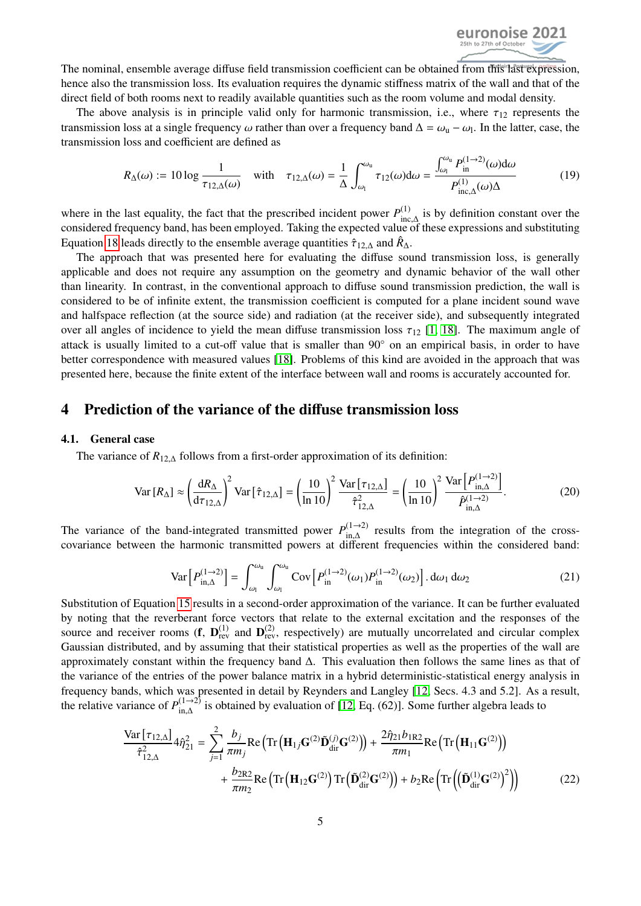The nominal, ensemble average diffuse field transmission coefficient can be obtained from this last expression, hence also the transmission loss. Its evaluation requires the dynamic stiffness matrix of the wall and that of the direct field of both rooms next to readily available quantities such as the room volume and modal density.

The above analysis is in principle valid only for harmonic transmission, i.e., where $\tau_{12}$ represents the transmission loss at a single frequency $\omega$ rather than over a frequency band $\Delta = \omega_\mathrm{u} - \omega_\mathrm{l}$. In the latter, case, the transmission loss and coefficient are defined as

$$R_\Delta(\omega) := 10 \log \frac{1}{\tau_{12,\Delta}(\omega)} \quad \text{with} \quad \tau_{12,\Delta}(\omega) = \frac{1}{\Delta} \int_{\omega_\mathrm{l}}^{\omega_\mathrm{u}} \tau_{12}(\omega) \mathrm{d}\omega = \frac{\int_{\omega_\mathrm{l}}^{\omega_\mathrm{u}} P_{\mathrm{in}}^{(1\to 2)}(\omega) \mathrm{d}\omega}{P_{\mathrm{inc},\Delta}^{(1)}(\omega) \Delta} \tag{19}$$

where in the last equality, the fact that the prescribed incident power $P_{\mathrm{inc},\Delta}^{(1)}$ is by definition constant over the considered frequency band, has been employed. Taking the expected value of these expressions and substituting Equation 18 leads directly to the ensemble average quantities $\hat{\tau}_{12,\Delta}$ and $\hat{R}_\Delta$.

The approach that was presented here for evaluating the diffuse sound transmission loss, is generally applicable and does not require any assumption on the geometry and dynamic behavior of the wall other than linearity. In contrast, in the conventional approach to diffuse sound transmission prediction, the wall is considered to be of infinite extent, the transmission coefficient is computed for a plane incident sound wave and halfspace reflection (at the source side) and radiation (at the receiver side), and subsequently integrated over all angles of incidence to yield the mean diffuse transmission loss $\tau_{12}$ [1, 18]. The maximum angle of attack is usually limited to a cut-off value that is smaller than 90° on an empirical basis, in order to have better correspondence with measured values [18]. Problems of this kind are avoided in the approach that was presented here, because the finite extent of the interface between wall and rooms is accurately accounted for.

## 4 Prediction of the variance of the diffuse transmission loss

### 4.1. General case

The variance of $R_{12,\Delta}$ follows from a first-order approximation of its definition:

$$\mathrm{Var}\left[R_\Delta\right] \approx \left(\frac{\mathrm{d}R_\Delta}{\mathrm{d}\tau_{12,\Delta}}\right)^2 \mathrm{Var}\left[\hat{\tau}_{12,\Delta}\right] = \left(\frac{10}{\ln 10}\right)^2 \frac{\mathrm{Var}\left[\tau_{12,\Delta}\right]}{\hat{\tau}_{12,\Delta}^2} = \left(\frac{10}{\ln 10}\right)^2 \frac{\mathrm{Var}\left[P_{\mathrm{in},\Delta}^{(1\to 2)}\right]}{\hat{P}_{\mathrm{in},\Delta}^{(1\to 2)}}. \tag{20}$$

The variance of the band-integrated transmitted power $P_{\mathrm{in},\Delta}^{(1\to 2)}$ results from the integration of the cross-covariance between the harmonic transmitted powers at different frequencies within the considered band:

$$\mathrm{Var}\left[P_{\mathrm{in},\Delta}^{(1\to 2)}\right] = \int_{\omega_\mathrm{l}}^{\omega_\mathrm{u}} \int_{\omega_\mathrm{l}}^{\omega_\mathrm{u}} \mathrm{Cov}\left[P_{\mathrm{in}}^{(1\to 2)}(\omega_1) P_{\mathrm{in}}^{(1\to 2)}(\omega_2)\right] . \mathrm{d}\omega_1 \, \mathrm{d}\omega_2 \tag{21}$$

Substitution of Equation 15 results in a second-order approximation of the variance. It can be further evaluated by noting that the reverberant force vectors that relate to the external excitation and the responses of the source and receiver rooms ($\mathbf{f}$, $\mathbf{D}_{\mathrm{rev}}^{(1)}$ and $\mathbf{D}_{\mathrm{rev}}^{(2)}$, respectively) are mutually uncorrelated and circular complex Gaussian distributed, and by assuming that their statistical properties as well as the properties of the wall are approximately constant within the frequency band $\Delta$. This evaluation then follows the same lines as that of the variance of the entries of the power balance matrix in a hybrid deterministic-statistical energy analysis in frequency bands, which was presented in detail by Reynders and Langley [12, Secs. 4.3 and 5.2]. As a result, the relative variance of $P_{\mathrm{in},\Delta}^{(1\to 2)}$ is obtained by evaluation of [12, Eq. (62)]. Some further algebra leads to

$$\begin{aligned}\frac{\mathrm{Var}\left[\tau_{12,\Delta}\right]}{\hat{\tau}_{12,\Delta}^2} 4\hat{\eta}_{21}^2 = &\sum_{j=1}^{2} \frac{b_j}{\pi m_j} \mathrm{Re}\left(\mathrm{Tr}\left(\mathbf{H}_{1j}\mathbf{G}^{(2)}\tilde{\mathbf{D}}_{\mathrm{dir}}^{(j)}\mathbf{G}^{(2)}\right)\right) + \frac{2\hat{\eta}_{21} b_{1\mathrm{R}2}}{\pi m_1} \mathrm{Re}\left(\mathrm{Tr}\left(\mathbf{H}_{11}\mathbf{G}^{(2)}\right)\right) \\ &+ \frac{b_{2\mathrm{R}2}}{\pi m_2} \mathrm{Re}\left(\mathrm{Tr}\left(\mathbf{H}_{12}\mathbf{G}^{(2)}\right) \mathrm{Tr}\left(\tilde{\mathbf{D}}_{\mathrm{dir}}^{(2)}\mathbf{G}^{(2)}\right)\right) + b_2 \mathrm{Re}\left(\mathrm{Tr}\left(\left(\tilde{\mathbf{D}}_{\mathrm{dir}}^{(1)}\mathbf{G}^{(2)}\right)^2\right)\right)\end{aligned} \tag{22}$$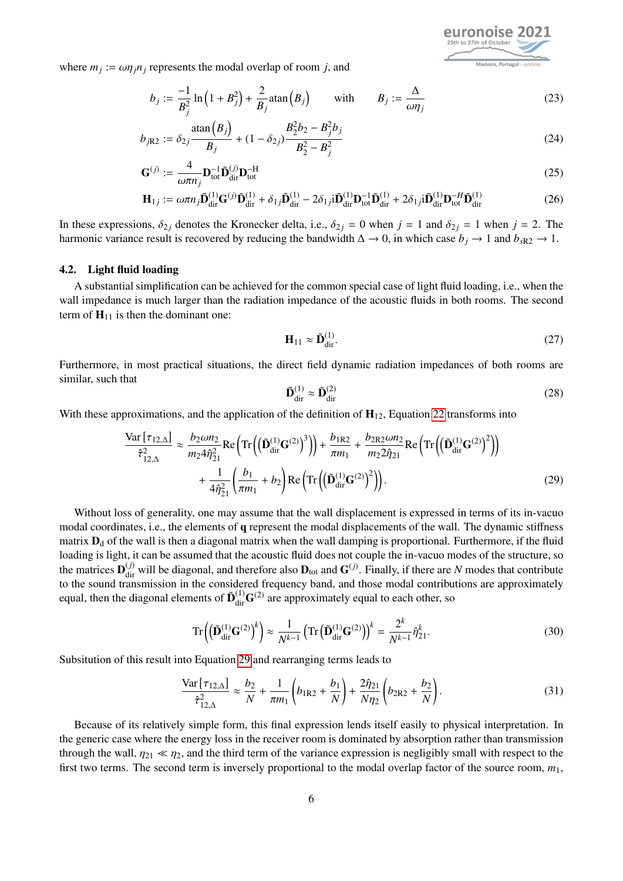where $m_j := \omega\eta_j n_j$ represents the modal overlap of room $j$, and

$$b_j := \frac{-1}{B_j^2}\ln\left(1 + B_j^2\right) + \frac{2}{B_j}\mathrm{atan}\left(B_j\right) \qquad \text{with} \qquad B_j := \frac{\Delta}{\omega\eta_j} \tag{23}$$

$$b_{j\mathrm{R}2} := \delta_{2j}\frac{\mathrm{atan}\left(B_j\right)}{B_j} + (1-\delta_{2j})\frac{B_2^2 b_2 - B_j^2 b_j}{B_2^2 - B_j^2} \tag{24}$$

$$\mathbf{G}^{(j)} := \frac{4}{\omega\pi n_j}\mathbf{D}_{\mathrm{tot}}^{-1}\tilde{\mathbf{D}}_{\mathrm{dir}}^{(j)}\mathbf{D}_{\mathrm{tot}}^{-\mathrm{H}} \tag{25}$$

$$\mathbf{H}_{1j} := \omega\pi n_j\tilde{\mathbf{D}}_{\mathrm{dir}}^{(1)}\mathbf{G}^{(j)}\tilde{\mathbf{D}}_{\mathrm{dir}}^{(1)} + \delta_{1j}\tilde{\mathbf{D}}_{\mathrm{dir}}^{(1)} - 2\delta_{1j}\mathrm{i}\tilde{\mathbf{D}}_{\mathrm{dir}}^{(1)}\mathbf{D}_{\mathrm{tot}}^{-1}\tilde{\mathbf{D}}_{\mathrm{dir}}^{(1)} + 2\delta_{1j}\mathrm{i}\tilde{\mathbf{D}}_{\mathrm{dir}}^{(1)}\mathbf{D}_{\mathrm{tot}}^{-H}\tilde{\mathbf{D}}_{\mathrm{dir}}^{(1)} \tag{26}$$

In these expressions, $\delta_{2j}$ denotes the Kronecker delta, i.e., $\delta_{2j} = 0$ when $j = 1$ and $\delta_{2j} = 1$ when $j = 2$. The harmonic variance result is recovered by reducing the bandwidth $\Delta \to 0$, in which case $b_j \to 1$ and $b_{s\mathrm{R}2} \to 1$.

### 4.2. Light fluid loading

A substantial simplification can be achieved for the common special case of light fluid loading, i.e., when the wall impedance is much larger than the radiation impedance of the acoustic fluids in both rooms. The second term of $\mathbf{H}_{11}$ is then the dominant one:

$$\mathbf{H}_{11} \approx \tilde{\mathbf{D}}_{\mathrm{dir}}^{(1)}. \tag{27}$$

Furthermore, in most practical situations, the direct field dynamic radiation impedances of both rooms are similar, such that

$$\tilde{\mathbf{D}}_{\mathrm{dir}}^{(1)} \approx \tilde{\mathbf{D}}_{\mathrm{dir}}^{(2)} \tag{28}$$

With these approximations, and the application of the definition of $\mathbf{H}_{12}$, Equation 22 transforms into

$$\begin{aligned}\frac{\mathrm{Var}\left[\tau_{12,\Delta}\right]}{\hat{\tau}_{12,\Delta}^2} \approx{}& \frac{b_2\omega n_2}{m_2 4\hat{\eta}_{21}^2}\mathrm{Re}\left(\mathrm{Tr}\left(\left(\tilde{\mathbf{D}}_{\mathrm{dir}}^{(1)}\mathbf{G}^{(2)}\right)^3\right)\right) + \frac{b_{1\mathrm{R}2}}{\pi m_1} + \frac{b_{2\mathrm{R}2}\omega n_2}{m_2 2\hat{\eta}_{21}}\mathrm{Re}\left(\mathrm{Tr}\left(\left(\tilde{\mathbf{D}}_{\mathrm{dir}}^{(1)}\mathbf{G}^{(2)}\right)^2\right)\right)\\ &+ \frac{1}{4\hat{\eta}_{21}^2}\left(\frac{b_1}{\pi m_1} + b_2\right)\mathrm{Re}\left(\mathrm{Tr}\left(\left(\tilde{\mathbf{D}}_{\mathrm{dir}}^{(1)}\mathbf{G}^{(2)}\right)^2\right)\right).\end{aligned} \tag{29}$$

Without loss of generality, one may assume that the wall displacement is expressed in terms of its in-vacuo modal coordinates, i.e., the elements of $\mathbf{q}$ represent the modal displacements of the wall. The dynamic stiffness matrix $\mathbf{D}_\mathrm{d}$ of the wall is then a diagonal matrix when the wall damping is proportional. Furthermore, if the fluid loading is light, it can be assumed that the acoustic fluid does not couple the in-vacuo modes of the structure, so the matrices $\mathbf{D}_{\mathrm{dir}}^{(j)}$ will be diagonal, and therefore also $\mathbf{D}_{\mathrm{tot}}$ and $\mathbf{G}^{(j)}$. Finally, if there are $N$ modes that contribute to the sound transmission in the considered frequency band, and those modal contributions are approximately equal, then the diagonal elements of $\tilde{\mathbf{D}}_{\mathrm{dir}}^{(1)}\mathbf{G}^{(2)}$ are approximately equal to each other, so

$$\mathrm{Tr}\left(\left(\tilde{\mathbf{D}}_{\mathrm{dir}}^{(1)}\mathbf{G}^{(2)}\right)^k\right) \approx \frac{1}{N^{k-1}}\left(\mathrm{Tr}\left(\tilde{\mathbf{D}}_{\mathrm{dir}}^{(1)}\mathbf{G}^{(2)}\right)\right)^k = \frac{2^k}{N^{k-1}}\hat{\eta}_{21}^k. \tag{30}$$

Subsitution of this result into Equation 29 and rearranging terms leads to

$$\frac{\mathrm{Var}\left[\tau_{12,\Delta}\right]}{\hat{\tau}_{12,\Delta}^2} \approx \frac{b_2}{N} + \frac{1}{\pi m_1}\left(b_{1\mathrm{R}2} + \frac{b_1}{N}\right) + \frac{2\hat{\eta}_{21}}{N\eta_2}\left(b_{2\mathrm{R}2} + \frac{b_2}{N}\right). \tag{31}$$

Because of its relatively simple form, this final expression lends itself easily to physical interpretation. In the generic case where the energy loss in the receiver room is dominated by absorption rather than transmission through the wall, $\eta_{21} \ll \eta_2$, and the third term of the variance expression is negligibly small with respect to the first two terms. The second term is inversely proportional to the modal overlap factor of the source room, $m_1$,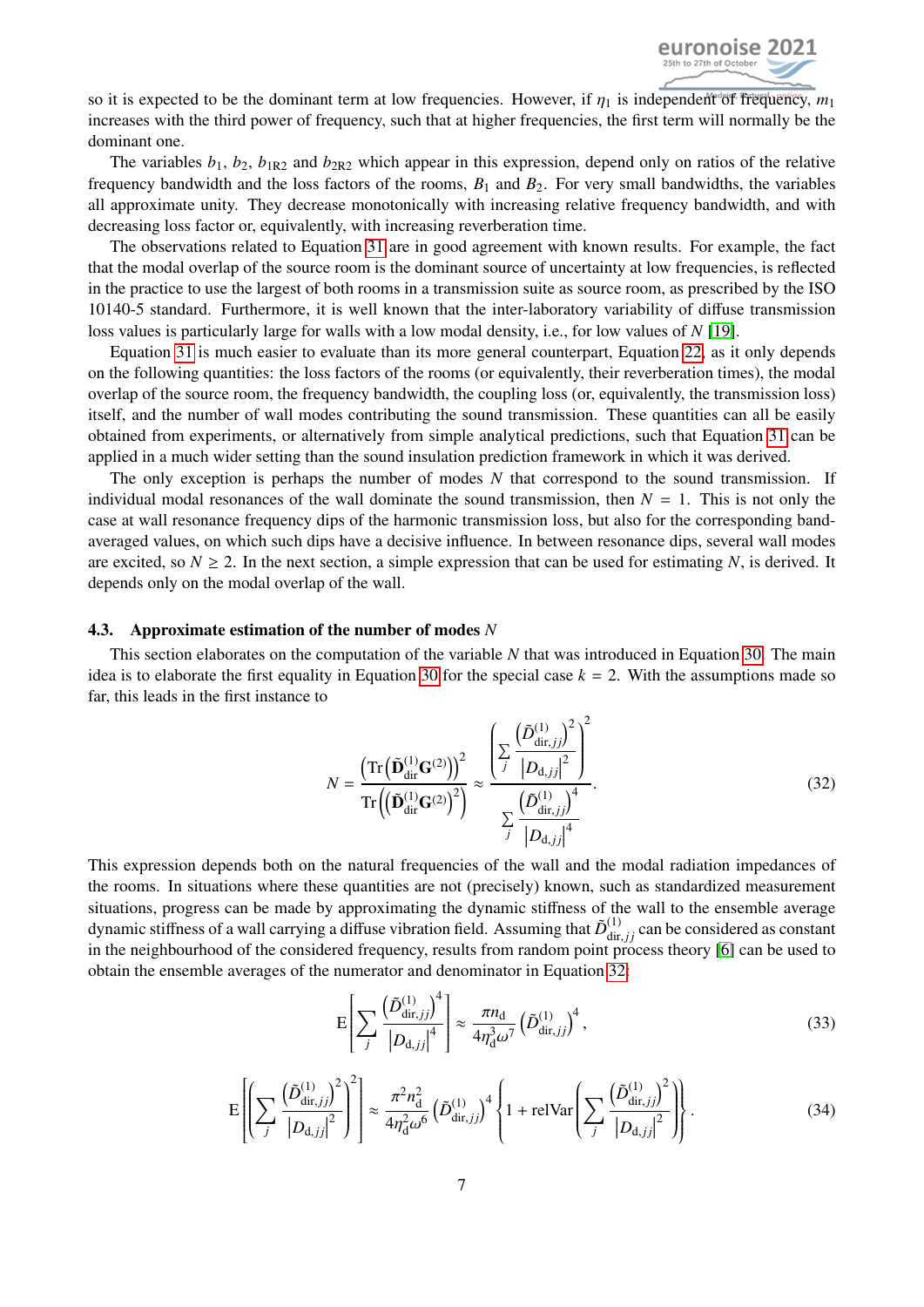so it is expected to be the dominant term at low frequencies. However, if $\eta_1$ is independent of frequency, $m_1$ increases with the third power of frequency, such that at higher frequencies, the first term will normally be the dominant one.

The variables $b_1$, $b_2$, $b_{1R2}$ and $b_{2R2}$ which appear in this expression, depend only on ratios of the relative frequency bandwidth and the loss factors of the rooms, $B_1$ and $B_2$. For very small bandwidths, the variables all approximate unity. They decrease monotonically with increasing relative frequency bandwidth, and with decreasing loss factor or, equivalently, with increasing reverberation time.

The observations related to Equation 31 are in good agreement with known results. For example, the fact that the modal overlap of the source room is the dominant source of uncertainty at low frequencies, is reflected in the practice to use the largest of both rooms in a transmission suite as source room, as prescribed by the ISO 10140-5 standard. Furthermore, it is well known that the inter-laboratory variability of diffuse transmission loss values is particularly large for walls with a low modal density, i.e., for low values of $N$ [19].

Equation 31 is much easier to evaluate than its more general counterpart, Equation 22, as it only depends on the following quantities: the loss factors of the rooms (or equivalently, their reverberation times), the modal overlap of the source room, the frequency bandwidth, the coupling loss (or, equivalently, the transmission loss) itself, and the number of wall modes contributing the sound transmission. These quantities can all be easily obtained from experiments, or alternatively from simple analytical predictions, such that Equation 31 can be applied in a much wider setting than the sound insulation prediction framework in which it was derived.

The only exception is perhaps the number of modes $N$ that correspond to the sound transmission. If individual modal resonances of the wall dominate the sound transmission, then $N = 1$. This is not only the case at wall resonance frequency dips of the harmonic transmission loss, but also for the corresponding band-averaged values, on which such dips have a decisive influence. In between resonance dips, several wall modes are excited, so $N \geq 2$. In the next section, a simple expression that can be used for estimating $N$, is derived. It depends only on the modal overlap of the wall.

### 4.3. Approximate estimation of the number of modes $N$

This section elaborates on the computation of the variable $N$ that was introduced in Equation 30. The main idea is to elaborate the first equality in Equation 30 for the special case $k = 2$. With the assumptions made so far, this leads in the first instance to

$$N = \frac{\left(\mathrm{Tr}\left(\tilde{\mathbf{D}}^{(1)}_{\mathrm{dir}}\mathbf{G}^{(2)}\right)\right)^2}{\mathrm{Tr}\left(\left(\tilde{\mathbf{D}}^{(1)}_{\mathrm{dir}}\mathbf{G}^{(2)}\right)^2\right)} \approx \frac{\left(\sum_j \dfrac{\left(\tilde{D}^{(1)}_{\mathrm{dir},jj}\right)^2}{\left|D_{\mathrm{d},jj}\right|^2}\right)^2}{\sum_j \dfrac{\left(\tilde{D}^{(1)}_{\mathrm{dir},jj}\right)^4}{\left|D_{\mathrm{d},jj}\right|^4}}. \tag{32}$$

This expression depends both on the natural frequencies of the wall and the modal radiation impedances of the rooms. In situations where these quantities are not (precisely) known, such as standardized measurement situations, progress can be made by approximating the dynamic stiffness of the wall to the ensemble average dynamic stiffness of a wall carrying a diffuse vibration field. Assuming that $\tilde{D}^{(1)}_{\mathrm{dir},jj}$ can be considered as constant in the neighbourhood of the considered frequency, results from random point process theory [6] can be used to obtain the ensemble averages of the numerator and denominator in Equation 32:

$$\mathrm{E}\left[\sum_j \frac{\left(\tilde{D}^{(1)}_{\mathrm{dir},jj}\right)^4}{\left|D_{\mathrm{d},jj}\right|^4}\right] \approx \frac{\pi n_{\mathrm{d}}}{4\eta_{\mathrm{d}}^3\omega^7}\left(\tilde{D}^{(1)}_{\mathrm{dir},jj}\right)^4, \tag{33}$$

$$\mathrm{E}\left[\left(\sum_j \frac{\left(\tilde{D}^{(1)}_{\mathrm{dir},jj}\right)^2}{\left|D_{\mathrm{d},jj}\right|^2}\right)^2\right] \approx \frac{\pi^2 n_{\mathrm{d}}^2}{4\eta_{\mathrm{d}}^2\omega^6}\left(\tilde{D}^{(1)}_{\mathrm{dir},jj}\right)^4\left\{1 + \mathrm{relVar}\left(\sum_j \frac{\left(\tilde{D}^{(1)}_{\mathrm{dir},jj}\right)^2}{\left|D_{\mathrm{d},jj}\right|^2}\right)\right\}. \tag{34}$$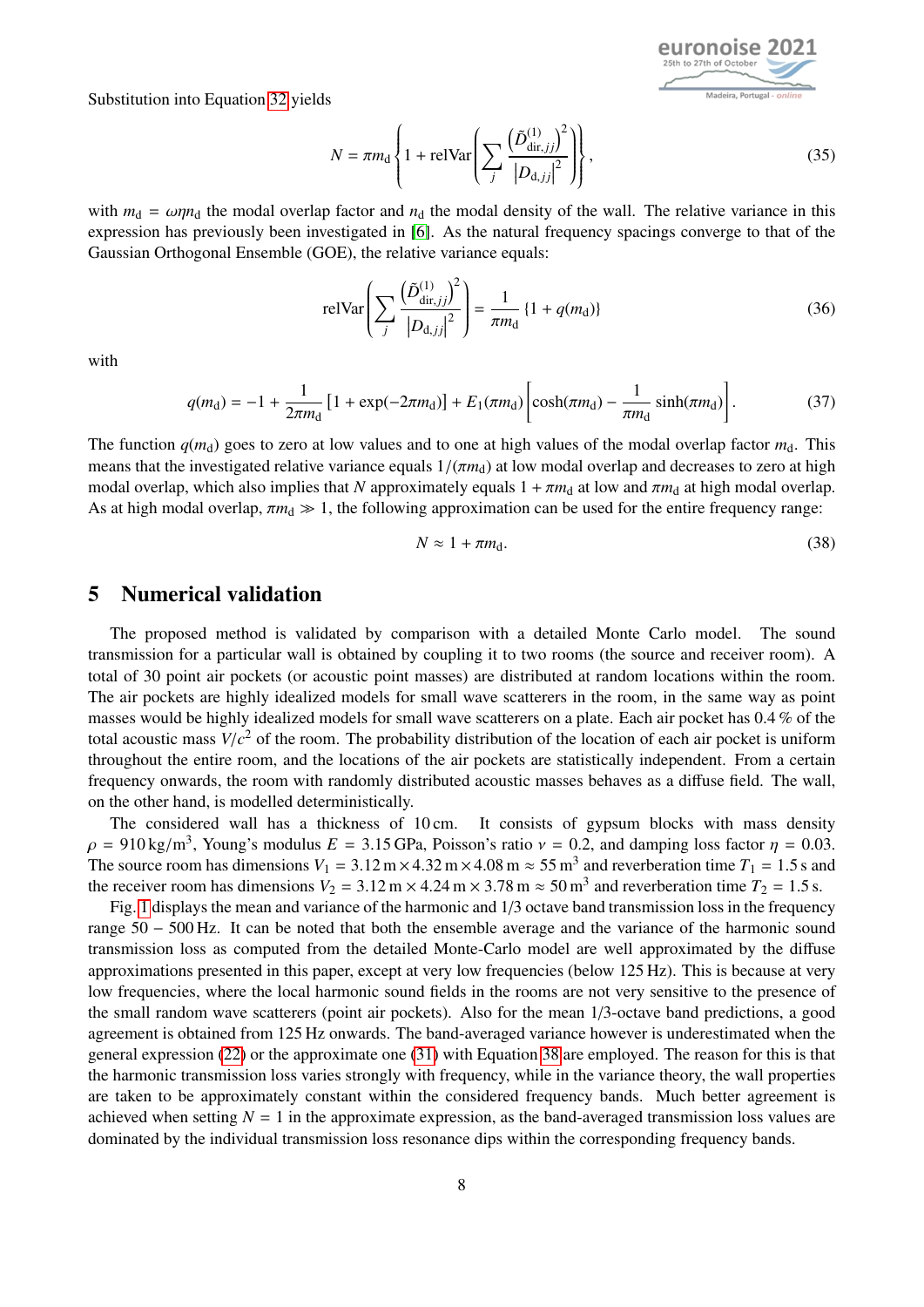Substitution into Equation 32 yields

$$N = \pi m_{\mathrm{d}} \left\{ 1 + \mathrm{relVar}\left( \sum_j \frac{\left(\tilde{D}^{(1)}_{\mathrm{dir},jj}\right)^2}{\left|D_{\mathrm{d},jj}\right|^2} \right) \right\}, \tag{35}$$

with $m_{\mathrm{d}} = \omega\eta n_{\mathrm{d}}$ the modal overlap factor and $n_{\mathrm{d}}$ the modal density of the wall. The relative variance in this expression has previously been investigated in [6]. As the natural frequency spacings converge to that of the Gaussian Orthogonal Ensemble (GOE), the relative variance equals:

$$\mathrm{relVar}\left( \sum_j \frac{\left(\tilde{D}^{(1)}_{\mathrm{dir},jj}\right)^2}{\left|D_{\mathrm{d},jj}\right|^2} \right) = \frac{1}{\pi m_{\mathrm{d}}} \left\{ 1 + q(m_{\mathrm{d}}) \right\} \tag{36}$$

with

$$q(m_{\mathrm{d}}) = -1 + \frac{1}{2\pi m_{\mathrm{d}}} \left[ 1 + \exp(-2\pi m_{\mathrm{d}}) \right] + E_1(\pi m_{\mathrm{d}}) \left[ \cosh(\pi m_{\mathrm{d}}) - \frac{1}{\pi m_{\mathrm{d}}} \sinh(\pi m_{\mathrm{d}}) \right]. \tag{37}$$

The function $q(m_{\mathrm{d}})$ goes to zero at low values and to one at high values of the modal overlap factor $m_{\mathrm{d}}$. This means that the investigated relative variance equals $1/(\pi m_{\mathrm{d}})$ at low modal overlap and decreases to zero at high modal overlap, which also implies that $N$ approximately equals $1 + \pi m_{\mathrm{d}}$ at low and $\pi m_{\mathrm{d}}$ at high modal overlap. As at high modal overlap, $\pi m_{\mathrm{d}} \gg 1$, the following approximation can be used for the entire frequency range:

$$N \approx 1 + \pi m_{\mathrm{d}}. \tag{38}$$

# 5 Numerical validation

The proposed method is validated by comparison with a detailed Monte Carlo model. The sound transmission for a particular wall is obtained by coupling it to two rooms (the source and receiver room). A total of 30 point air pockets (or acoustic point masses) are distributed at random locations within the room. The air pockets are highly idealized models for small wave scatterers in the room, in the same way as point masses would be highly idealized models for small wave scatterers on a plate. Each air pocket has 0.4 % of the total acoustic mass $V/c^2$ of the room. The probability distribution of the location of each air pocket is uniform throughout the entire room, and the locations of the air pockets are statistically independent. From a certain frequency onwards, the room with randomly distributed acoustic masses behaves as a diffuse field. The wall, on the other hand, is modelled deterministically.

The considered wall has a thickness of 10 cm. It consists of gypsum blocks with mass density $\rho = 910\,\mathrm{kg/m^3}$, Young's modulus $E = 3.15\,\mathrm{GPa}$, Poisson's ratio $\nu = 0.2$, and damping loss factor $\eta = 0.03$. The source room has dimensions $V_1 = 3.12\,\mathrm{m} \times 4.32\,\mathrm{m} \times 4.08\,\mathrm{m} \approx 55\,\mathrm{m^3}$ and reverberation time $T_1 = 1.5\,\mathrm{s}$ and the receiver room has dimensions $V_2 = 3.12\,\mathrm{m} \times 4.24\,\mathrm{m} \times 3.78\,\mathrm{m} \approx 50\,\mathrm{m^3}$ and reverberation time $T_2 = 1.5\,\mathrm{s}$.

Fig. 1 displays the mean and variance of the harmonic and 1/3 octave band transmission loss in the frequency range 50 – 500 Hz. It can be noted that both the ensemble average and the variance of the harmonic sound transmission loss as computed from the detailed Monte-Carlo model are well approximated by the diffuse approximations presented in this paper, except at very low frequencies (below 125 Hz). This is because at very low frequencies, where the local harmonic sound fields in the rooms are not very sensitive to the presence of the small random wave scatterers (point air pockets). Also for the mean 1/3-octave band predictions, a good agreement is obtained from 125 Hz onwards. The band-averaged variance however is underestimated when the general expression (22) or the approximate one (31) with Equation 38 are employed. The reason for this is that the harmonic transmission loss varies strongly with frequency, while in the variance theory, the wall properties are taken to be approximately constant within the considered frequency bands. Much better agreement is achieved when setting $N = 1$ in the approximate expression, as the band-averaged transmission loss values are dominated by the individual transmission loss resonance dips within the corresponding frequency bands.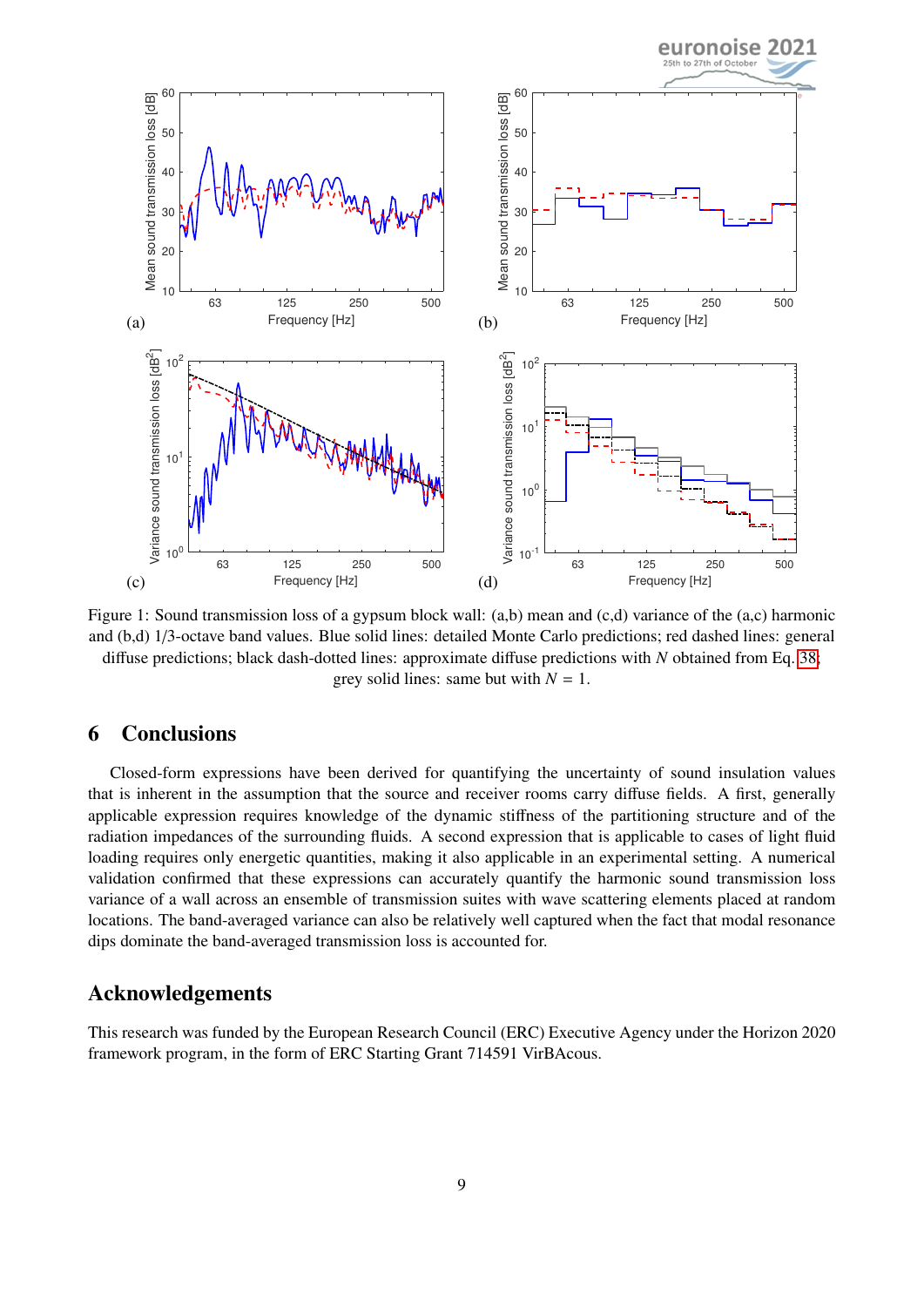Figure 1: Sound transmission loss of a gypsum block wall: (a,b) mean and (c,d) variance of the (a,c) harmonic and (b,d) 1/3-octave band values. Blue solid lines: detailed Monte Carlo predictions; red dashed lines: general diffuse predictions; black dash-dotted lines: approximate diffuse predictions with $N$ obtained from Eq. 38; grey solid lines: same but with $N = 1$.

## 6 Conclusions

Closed-form expressions have been derived for quantifying the uncertainty of sound insulation values that is inherent in the assumption that the source and receiver rooms carry diffuse fields. A first, generally applicable expression requires knowledge of the dynamic stiffness of the partitioning structure and of the radiation impedances of the surrounding fluids. A second expression that is applicable to cases of light fluid loading requires only energetic quantities, making it also applicable in an experimental setting. A numerical validation confirmed that these expressions can accurately quantify the harmonic sound transmission loss variance of a wall across an ensemble of transmission suites with wave scattering elements placed at random locations. The band-averaged variance can also be relatively well captured when the fact that modal resonance dips dominate the band-averaged transmission loss is accounted for.

## Acknowledgements

This research was funded by the European Research Council (ERC) Executive Agency under the Horizon 2020 framework program, in the form of ERC Starting Grant 714591 VirBAcous.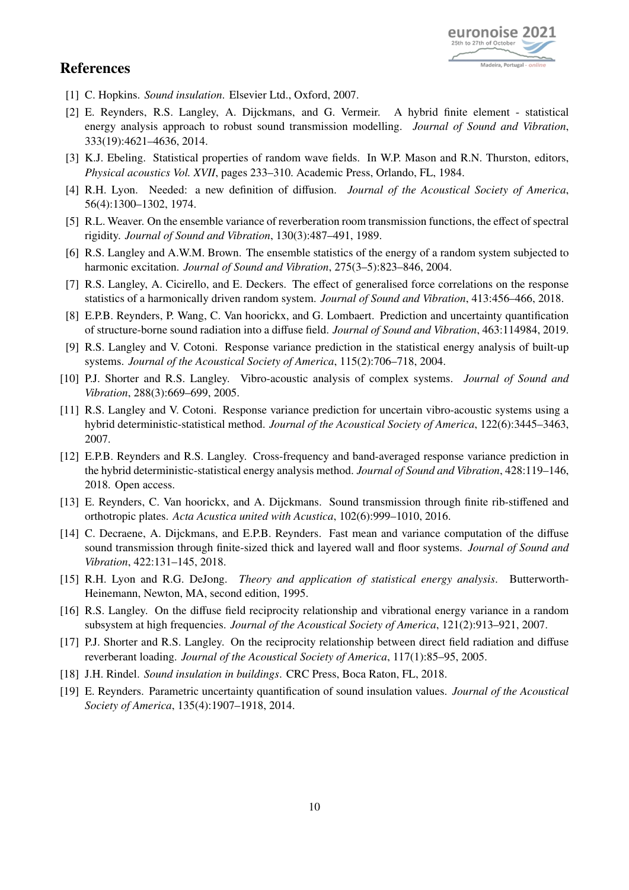## References

[1] C. Hopkins. *Sound insulation*. Elsevier Ltd., Oxford, 2007.

[2] E. Reynders, R.S. Langley, A. Dijckmans, and G. Vermeir. A hybrid finite element - statistical energy analysis approach to robust sound transmission modelling. *Journal of Sound and Vibration*, 333(19):4621–4636, 2014.

[3] K.J. Ebeling. Statistical properties of random wave fields. In W.P. Mason and R.N. Thurston, editors, *Physical acoustics Vol. XVII*, pages 233–310. Academic Press, Orlando, FL, 1984.

[4] R.H. Lyon. Needed: a new definition of diffusion. *Journal of the Acoustical Society of America*, 56(4):1300–1302, 1974.

[5] R.L. Weaver. On the ensemble variance of reverberation room transmission functions, the effect of spectral rigidity. *Journal of Sound and Vibration*, 130(3):487–491, 1989.

[6] R.S. Langley and A.W.M. Brown. The ensemble statistics of the energy of a random system subjected to harmonic excitation. *Journal of Sound and Vibration*, 275(3–5):823–846, 2004.

[7] R.S. Langley, A. Cicirello, and E. Deckers. The effect of generalised force correlations on the response statistics of a harmonically driven random system. *Journal of Sound and Vibration*, 413:456–466, 2018.

[8] E.P.B. Reynders, P. Wang, C. Van hoorickx, and G. Lombaert. Prediction and uncertainty quantification of structure-borne sound radiation into a diffuse field. *Journal of Sound and Vibration*, 463:114984, 2019.

[9] R.S. Langley and V. Cotoni. Response variance prediction in the statistical energy analysis of built-up systems. *Journal of the Acoustical Society of America*, 115(2):706–718, 2004.

[10] P.J. Shorter and R.S. Langley. Vibro-acoustic analysis of complex systems. *Journal of Sound and Vibration*, 288(3):669–699, 2005.

[11] R.S. Langley and V. Cotoni. Response variance prediction for uncertain vibro-acoustic systems using a hybrid deterministic-statistical method. *Journal of the Acoustical Society of America*, 122(6):3445–3463, 2007.

[12] E.P.B. Reynders and R.S. Langley. Cross-frequency and band-averaged response variance prediction in the hybrid deterministic-statistical energy analysis method. *Journal of Sound and Vibration*, 428:119–146, 2018. Open access.

[13] E. Reynders, C. Van hoorickx, and A. Dijckmans. Sound transmission through finite rib-stiffened and orthotropic plates. *Acta Acustica united with Acustica*, 102(6):999–1010, 2016.

[14] C. Decraene, A. Dijckmans, and E.P.B. Reynders. Fast mean and variance computation of the diffuse sound transmission through finite-sized thick and layered wall and floor systems. *Journal of Sound and Vibration*, 422:131–145, 2018.

[15] R.H. Lyon and R.G. DeJong. *Theory and application of statistical energy analysis*. Butterworth-Heinemann, Newton, MA, second edition, 1995.

[16] R.S. Langley. On the diffuse field reciprocity relationship and vibrational energy variance in a random subsystem at high frequencies. *Journal of the Acoustical Society of America*, 121(2):913–921, 2007.

[17] P.J. Shorter and R.S. Langley. On the reciprocity relationship between direct field radiation and diffuse reverberant loading. *Journal of the Acoustical Society of America*, 117(1):85–95, 2005.

[18] J.H. Rindel. *Sound insulation in buildings*. CRC Press, Boca Raton, FL, 2018.

[19] E. Reynders. Parametric uncertainty quantification of sound insulation values. *Journal of the Acoustical Society of America*, 135(4):1907–1918, 2014.